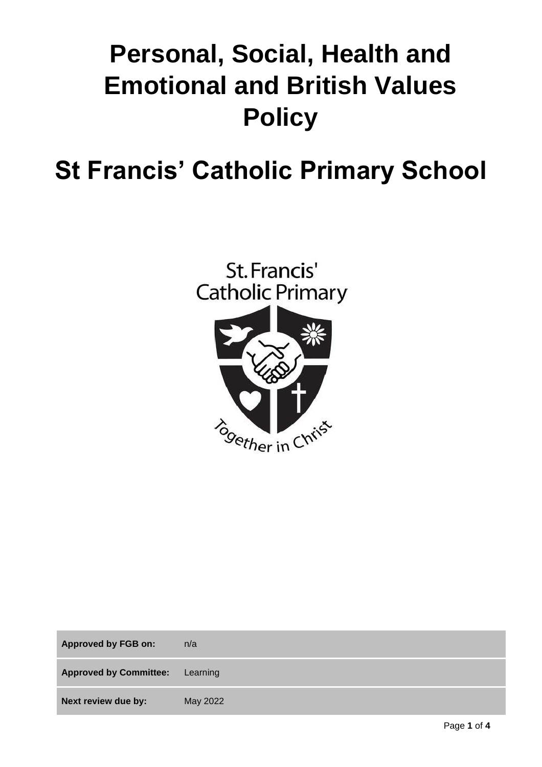# Personal, Social, Health and Emotional and British Values Policy

# St Francis' Catholic Primary School

| | |
|---|---|
| **Approved by FGB on:** | n/a |
| **Approved by Committee:** | Learning |
| **Next review due by:** | May 2022 |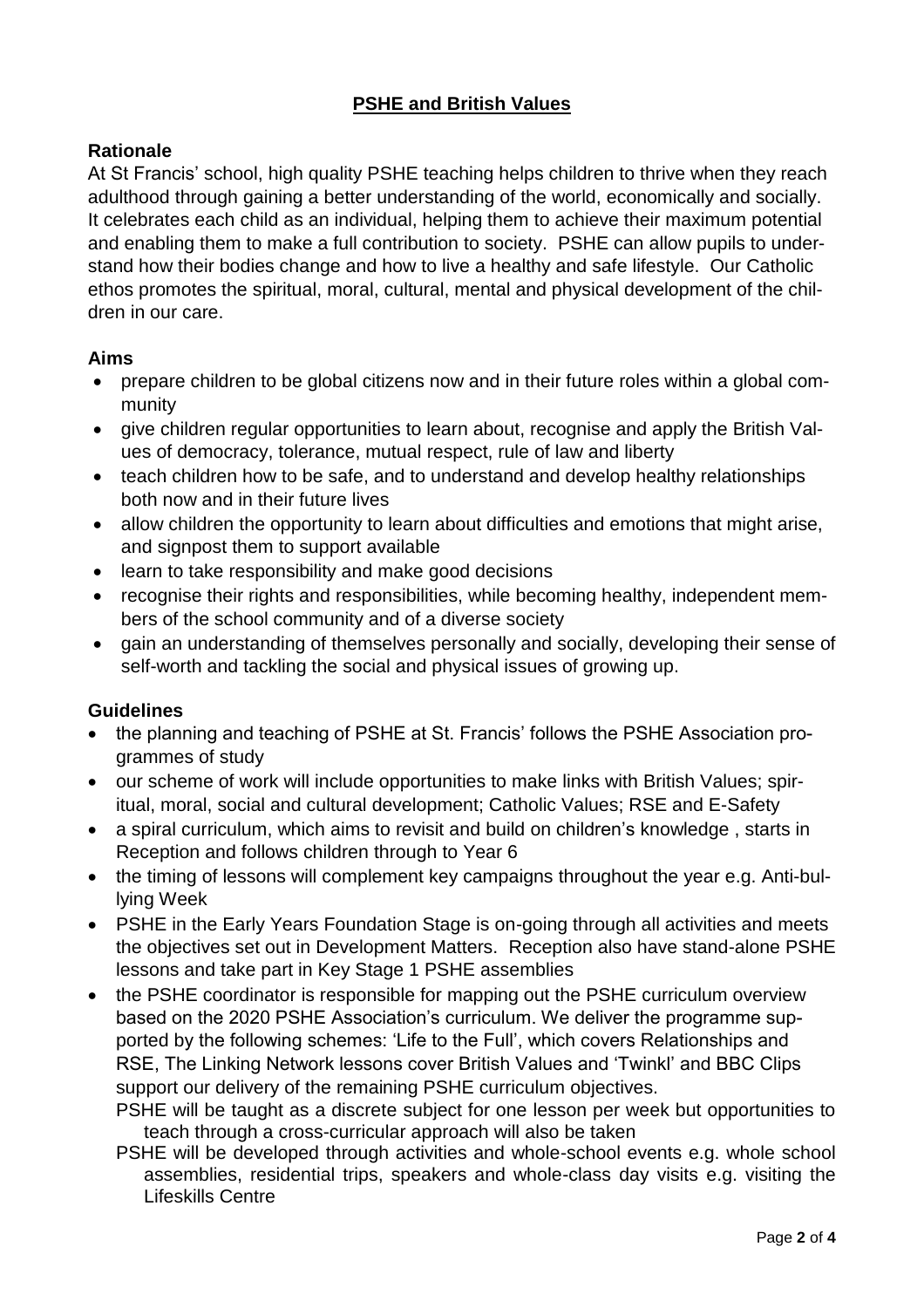## **PSHE and British Values**

### Rationale

At St Francis' school, high quality PSHE teaching helps children to thrive when they reach adulthood through gaining a better understanding of the world, economically and socially. It celebrates each child as an individual, helping them to achieve their maximum potential and enabling them to make a full contribution to society. PSHE can allow pupils to understand how their bodies change and how to live a healthy and safe lifestyle. Our Catholic ethos promotes the spiritual, moral, cultural, mental and physical development of the children in our care.

### Aims

- prepare children to be global citizens now and in their future roles within a global community
- give children regular opportunities to learn about, recognise and apply the British Values of democracy, tolerance, mutual respect, rule of law and liberty
- teach children how to be safe, and to understand and develop healthy relationships both now and in their future lives
- allow children the opportunity to learn about difficulties and emotions that might arise, and signpost them to support available
- learn to take responsibility and make good decisions
- recognise their rights and responsibilities, while becoming healthy, independent members of the school community and of a diverse society
- gain an understanding of themselves personally and socially, developing their sense of self-worth and tackling the social and physical issues of growing up.

### Guidelines

- the planning and teaching of PSHE at St. Francis' follows the PSHE Association programmes of study
- our scheme of work will include opportunities to make links with British Values; spiritual, moral, social and cultural development; Catholic Values; RSE and E-Safety
- a spiral curriculum, which aims to revisit and build on children's knowledge , starts in Reception and follows children through to Year 6
- the timing of lessons will complement key campaigns throughout the year e.g. Anti-bullying Week
- PSHE in the Early Years Foundation Stage is on-going through all activities and meets the objectives set out in Development Matters. Reception also have stand-alone PSHE lessons and take part in Key Stage 1 PSHE assemblies
- the PSHE coordinator is responsible for mapping out the PSHE curriculum overview based on the 2020 PSHE Association's curriculum. We deliver the programme supported by the following schemes: 'Life to the Full', which covers Relationships and RSE, The Linking Network lessons cover British Values and 'Twinkl' and BBC Clips support our delivery of the remaining PSHE curriculum objectives.
  PSHE will be taught as a discrete subject for one lesson per week but opportunities to teach through a cross-curricular approach will also be taken
  PSHE will be developed through activities and whole-school events e.g. whole school assemblies, residential trips, speakers and whole-class day visits e.g. visiting the Lifeskills Centre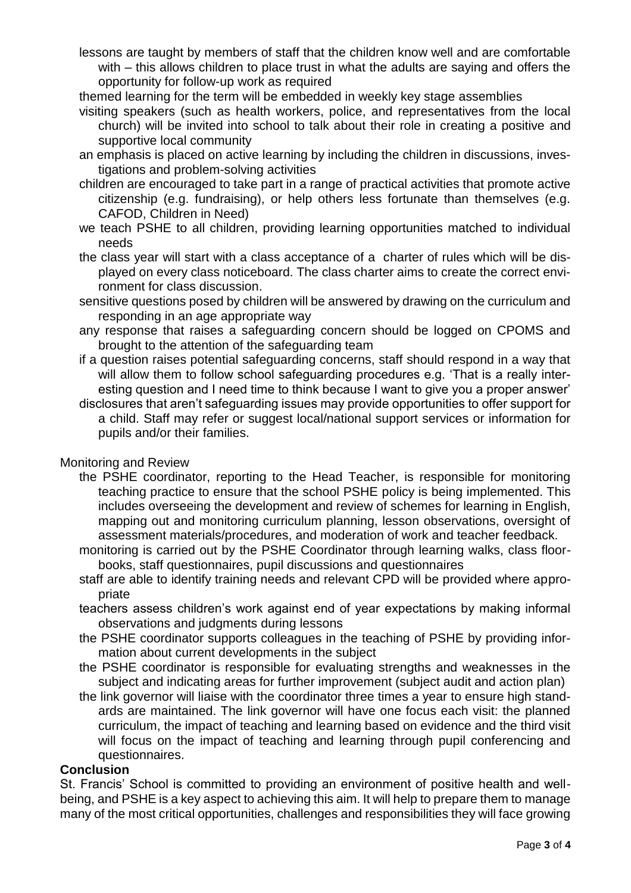- lessons are taught by members of staff that the children know well and are comfortable with – this allows children to place trust in what the adults are saying and offers the opportunity for follow-up work as required
- themed learning for the term will be embedded in weekly key stage assemblies
- visiting speakers (such as health workers, police, and representatives from the local church) will be invited into school to talk about their role in creating a positive and supportive local community
- an emphasis is placed on active learning by including the children in discussions, investigations and problem-solving activities
- children are encouraged to take part in a range of practical activities that promote active citizenship (e.g. fundraising), or help others less fortunate than themselves (e.g. CAFOD, Children in Need)
- we teach PSHE to all children, providing learning opportunities matched to individual needs
- the class year will start with a class acceptance of a charter of rules which will be displayed on every class noticeboard. The class charter aims to create the correct environment for class discussion.
- sensitive questions posed by children will be answered by drawing on the curriculum and responding in an age appropriate way
- any response that raises a safeguarding concern should be logged on CPOMS and brought to the attention of the safeguarding team
- if a question raises potential safeguarding concerns, staff should respond in a way that will allow them to follow school safeguarding procedures e.g. 'That is a really interesting question and I need time to think because I want to give you a proper answer'
- disclosures that aren't safeguarding issues may provide opportunities to offer support for a child. Staff may refer or suggest local/national support services or information for pupils and/or their families.

Monitoring and Review

- the PSHE coordinator, reporting to the Head Teacher, is responsible for monitoring teaching practice to ensure that the school PSHE policy is being implemented. This includes overseeing the development and review of schemes for learning in English, mapping out and monitoring curriculum planning, lesson observations, oversight of assessment materials/procedures, and moderation of work and teacher feedback.
- monitoring is carried out by the PSHE Coordinator through learning walks, class floorbooks, staff questionnaires, pupil discussions and questionnaires
- staff are able to identify training needs and relevant CPD will be provided where appropriate
- teachers assess children's work against end of year expectations by making informal observations and judgments during lessons
- the PSHE coordinator supports colleagues in the teaching of PSHE by providing information about current developments in the subject
- the PSHE coordinator is responsible for evaluating strengths and weaknesses in the subject and indicating areas for further improvement (subject audit and action plan)
- the link governor will liaise with the coordinator three times a year to ensure high standards are maintained. The link governor will have one focus each visit: the planned curriculum, the impact of teaching and learning based on evidence and the third visit will focus on the impact of teaching and learning through pupil conferencing and questionnaires.

**Conclusion**

St. Francis' School is committed to providing an environment of positive health and wellbeing, and PSHE is a key aspect to achieving this aim. It will help to prepare them to manage many of the most critical opportunities, challenges and responsibilities they will face growing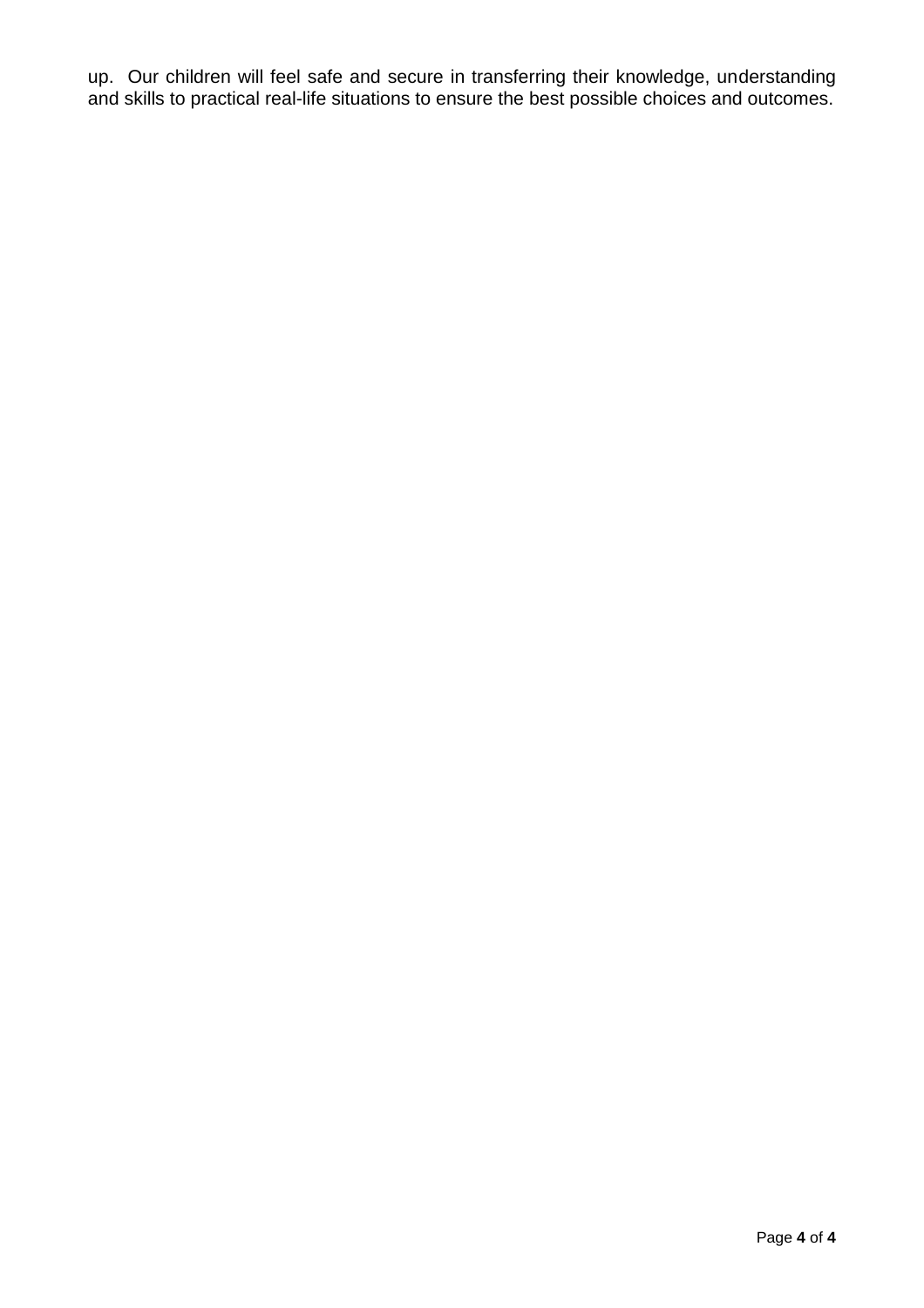up. Our children will feel safe and secure in transferring their knowledge, understanding and skills to practical real-life situations to ensure the best possible choices and outcomes.